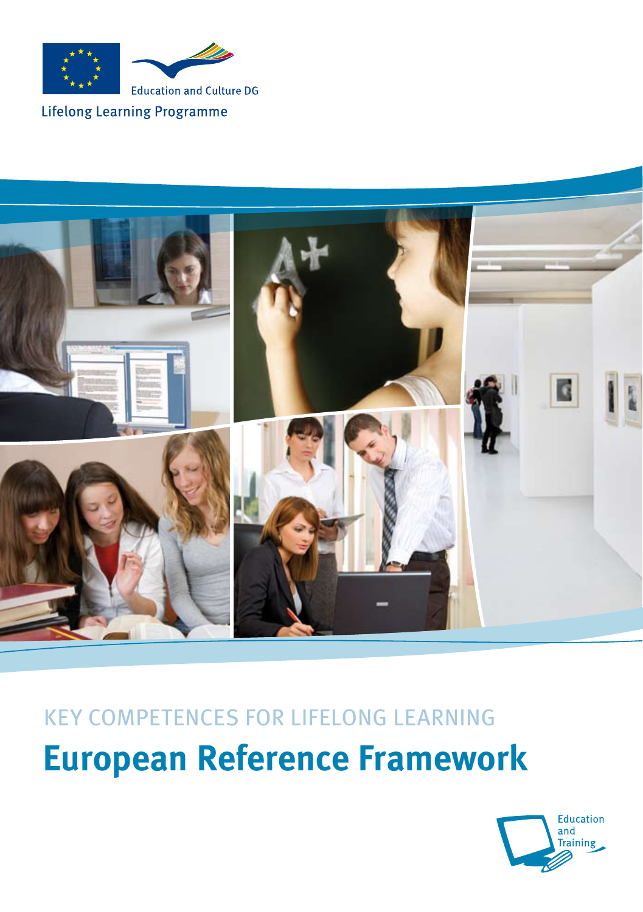Education and Culture DG

Lifelong Learning Programme

KEY COMPETENCES FOR LIFELONG LEARNING

# European Reference Framework

Education and Training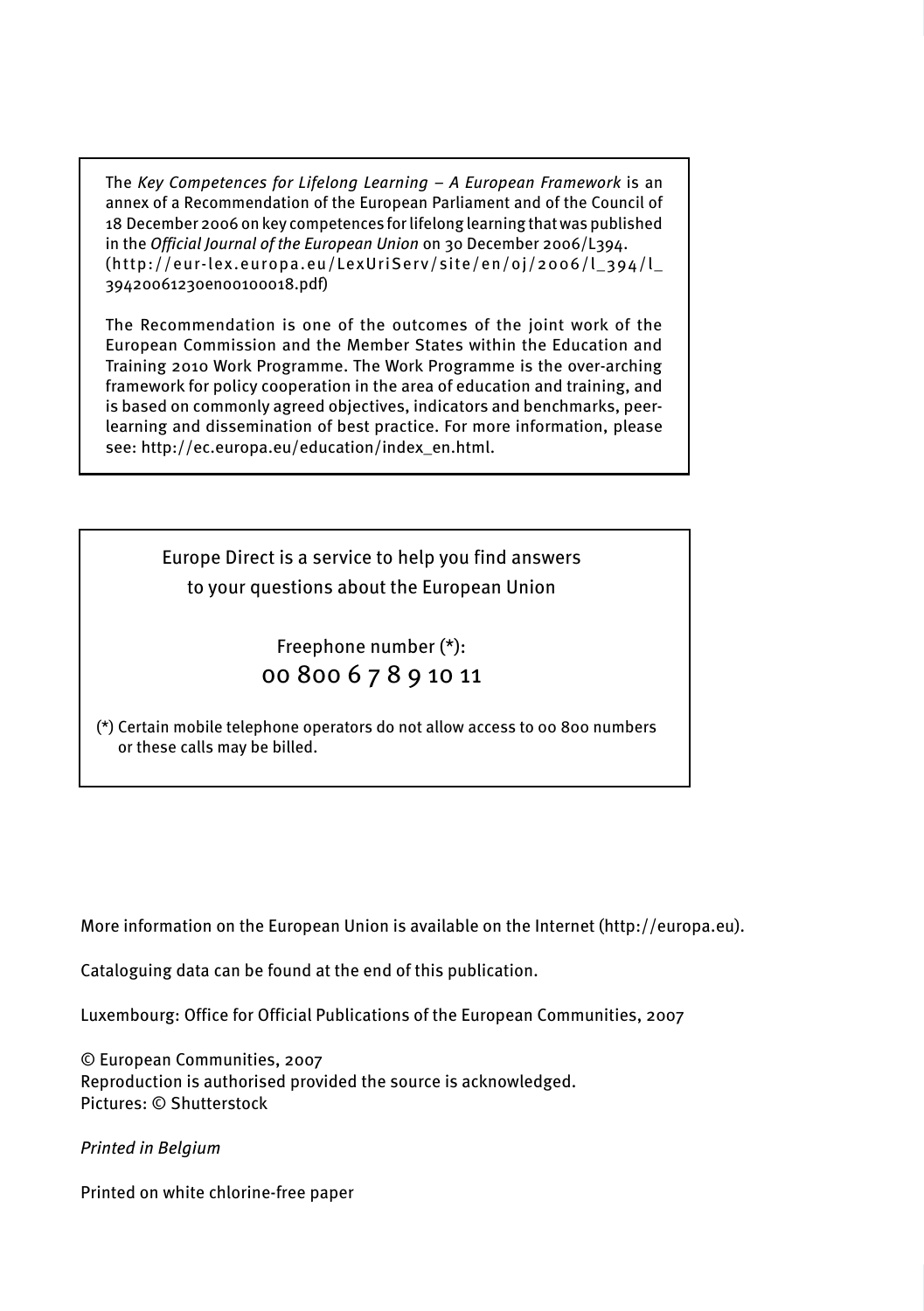The *Key Competences for Lifelong Learning – A European Framework* is an annex of a Recommendation of the European Parliament and of the Council of 18 December 2006 on key competences for lifelong learning that was published in the *Official Journal of the European Union* on 30 December 2006/L394. (http://eur-lex.europa.eu/LexUriServ/site/en/oj/2006/l_394/l_39420061230en00100018.pdf)

The Recommendation is one of the outcomes of the joint work of the European Commission and the Member States within the Education and Training 2010 Work Programme. The Work Programme is the over-arching framework for policy cooperation in the area of education and training, and is based on commonly agreed objectives, indicators and benchmarks, peer-learning and dissemination of best practice. For more information, please see: http://ec.europa.eu/education/index_en.html.

Europe Direct is a service to help you find answers to your questions about the European Union

Freephone number (*):
00 800 6 7 8 9 10 11

(*) Certain mobile telephone operators do not allow access to 00 800 numbers or these calls may be billed.

More information on the European Union is available on the Internet (http://europa.eu).

Cataloguing data can be found at the end of this publication.

Luxembourg: Office for Official Publications of the European Communities, 2007

© European Communities, 2007
Reproduction is authorised provided the source is acknowledged.
Pictures: © Shutterstock

*Printed in Belgium*

Printed on white chlorine-free paper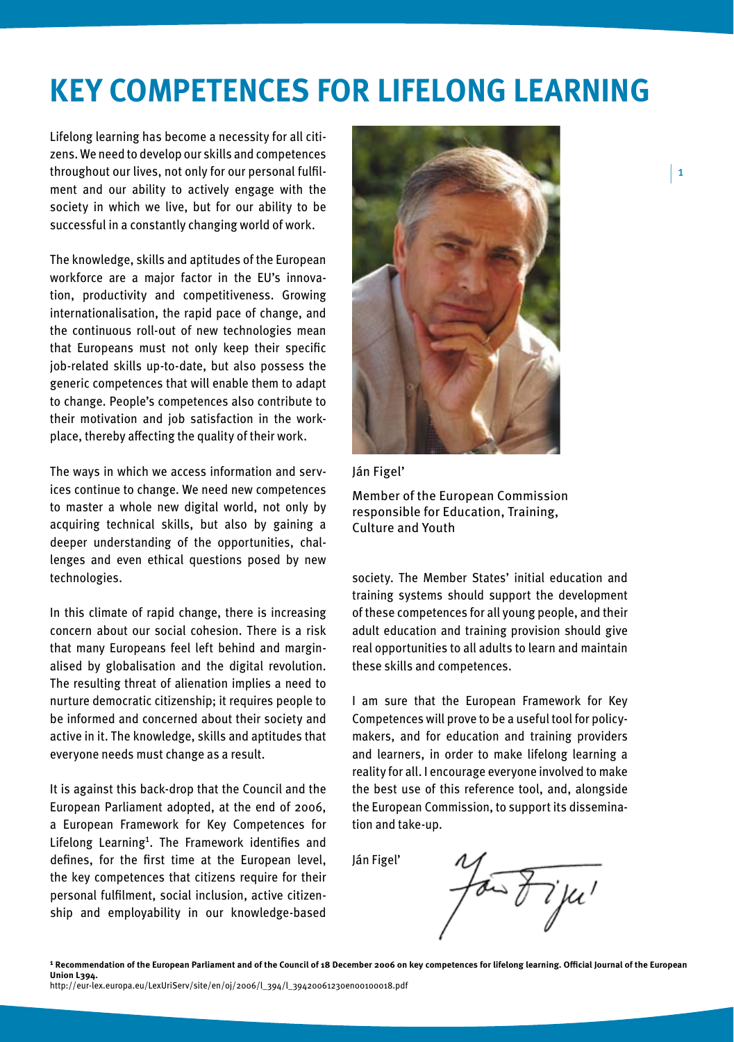# KEY COMPETENCES FOR LIFELONG LEARNING

Lifelong learning has become a necessity for all citizens. We need to develop our skills and competences throughout our lives, not only for our personal fulfilment and our ability to actively engage with the society in which we live, but for our ability to be successful in a constantly changing world of work.

The knowledge, skills and aptitudes of the European workforce are a major factor in the EU's innovation, productivity and competitiveness. Growing internationalisation, the rapid pace of change, and the continuous roll-out of new technologies mean that Europeans must not only keep their specific job-related skills up-to-date, but also possess the generic competences that will enable them to adapt to change. People's competences also contribute to their motivation and job satisfaction in the workplace, thereby affecting the quality of their work.

The ways in which we access information and services continue to change. We need new competences to master a whole new digital world, not only by acquiring technical skills, but also by gaining a deeper understanding of the opportunities, challenges and even ethical questions posed by new technologies.

In this climate of rapid change, there is increasing concern about our social cohesion. There is a risk that many Europeans feel left behind and marginalised by globalisation and the digital revolution. The resulting threat of alienation implies a need to nurture democratic citizenship; it requires people to be informed and concerned about their society and active in it. The knowledge, skills and aptitudes that everyone needs must change as a result.

It is against this back-drop that the Council and the European Parliament adopted, at the end of 2006, a European Framework for Key Competences for Lifelong Learning[1]. The Framework identifies and defines, for the first time at the European level, the key competences that citizens require for their personal fulfilment, social inclusion, active citizenship and employability in our knowledge-based society. The Member States' initial education and training systems should support the development of these competences for all young people, and their adult education and training provision should give real opportunities to all adults to learn and maintain these skills and competences.

I am sure that the European Framework for Key Competences will prove to be a useful tool for policy-makers, and for education and training providers and learners, in order to make lifelong learning a reality for all. I encourage everyone involved to make the best use of this reference tool, and, alongside the European Commission, to support its dissemination and take-up.

Ján Figel'

Ján Figel'

Member of the European Commission responsible for Education, Training, Culture and Youth

**[1] Recommendation of the European Parliament and of the Council of 18 December 2006 on key competences for lifelong learning. Official Journal of the European Union L394.**
http://eur-lex.europa.eu/LexUriServ/site/en/oj/2006/l_394/l_39420061230en00100018.pdf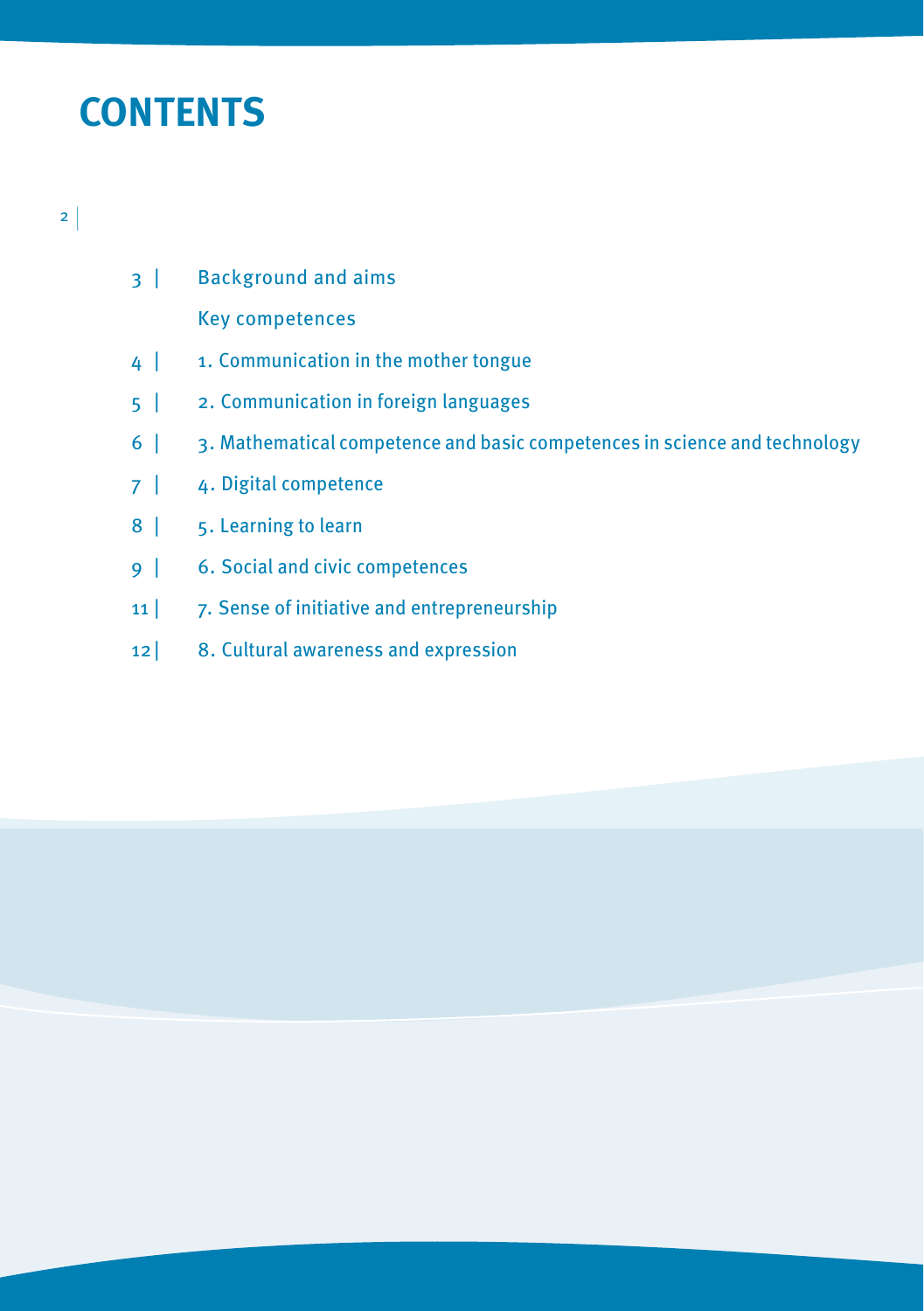# CONTENTS

3 | Background and aims

Key competences

4 | 1. Communication in the mother tongue

5 | 2. Communication in foreign languages

6 | 3. Mathematical competence and basic competences in science and technology

7 | 4. Digital competence

8 | 5. Learning to learn

9 | 6. Social and civic competences

11 | 7. Sense of initiative and entrepreneurship

12 | 8. Cultural awareness and expression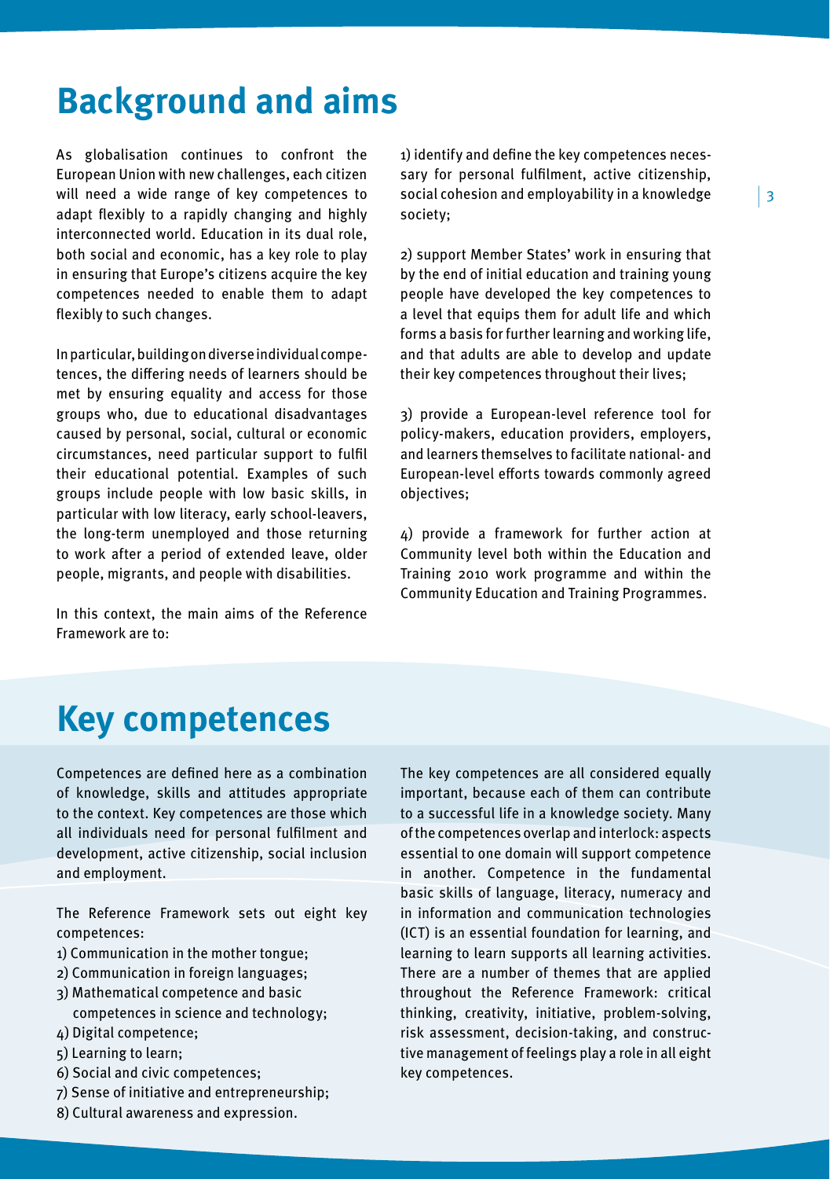# Background and aims

As globalisation continues to confront the European Union with new challenges, each citizen will need a wide range of key competences to adapt flexibly to a rapidly changing and highly interconnected world. Education in its dual role, both social and economic, has a key role to play in ensuring that Europe's citizens acquire the key competences needed to enable them to adapt flexibly to such changes.

In particular, building on diverse individual competences, the differing needs of learners should be met by ensuring equality and access for those groups who, due to educational disadvantages caused by personal, social, cultural or economic circumstances, need particular support to fulfil their educational potential. Examples of such groups include people with low basic skills, in particular with low literacy, early school-leavers, the long-term unemployed and those returning to work after a period of extended leave, older people, migrants, and people with disabilities.

In this context, the main aims of the Reference Framework are to:

1) identify and define the key competences necessary for personal fulfilment, active citizenship, social cohesion and employability in a knowledge society;

2) support Member States' work in ensuring that by the end of initial education and training young people have developed the key competences to a level that equips them for adult life and which forms a basis for further learning and working life, and that adults are able to develop and update their key competences throughout their lives;

3) provide a European-level reference tool for policy-makers, education providers, employers, and learners themselves to facilitate national- and European-level efforts towards commonly agreed objectives;

4) provide a framework for further action at Community level both within the Education and Training 2010 work programme and within the Community Education and Training Programmes.

# Key competences

Competences are defined here as a combination of knowledge, skills and attitudes appropriate to the context. Key competences are those which all individuals need for personal fulfilment and development, active citizenship, social inclusion and employment.

The Reference Framework sets out eight key competences:

1) Communication in the mother tongue;
2) Communication in foreign languages;
3) Mathematical competence and basic competences in science and technology;
4) Digital competence;
5) Learning to learn;
6) Social and civic competences;
7) Sense of initiative and entrepreneurship;
8) Cultural awareness and expression.

The key competences are all considered equally important, because each of them can contribute to a successful life in a knowledge society. Many of the competences overlap and interlock: aspects essential to one domain will support competence in another. Competence in the fundamental basic skills of language, literacy, numeracy and in information and communication technologies (ICT) is an essential foundation for learning, and learning to learn supports all learning activities. There are a number of themes that are applied throughout the Reference Framework: critical thinking, creativity, initiative, problem-solving, risk assessment, decision-taking, and constructive management of feelings play a role in all eight key competences.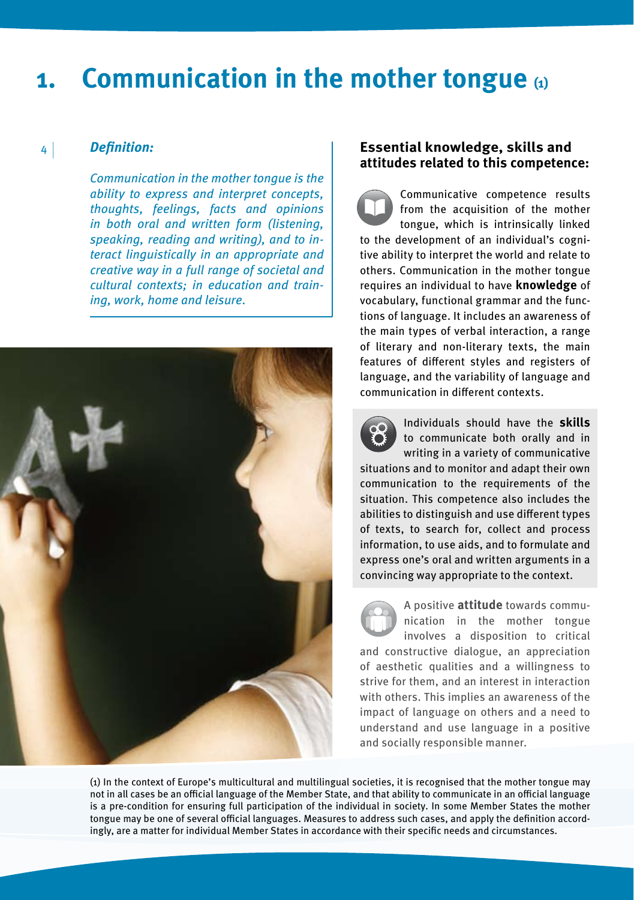# 1. Communication in the mother tongue (1)

***Definition:***

*Communication in the mother tongue is the ability to express and interpret concepts, thoughts, feelings, facts and opinions in both oral and written form (listening, speaking, reading and writing), and to interact linguistically in an appropriate and creative way in a full range of societal and cultural contexts; in education and training, work, home and leisure.*

## Essential knowledge, skills and attitudes related to this competence:

Communicative competence results from the acquisition of the mother tongue, which is intrinsically linked to the development of an individual's cognitive ability to interpret the world and relate to others. Communication in the mother tongue requires an individual to have **knowledge** of vocabulary, functional grammar and the functions of language. It includes an awareness of the main types of verbal interaction, a range of literary and non-literary texts, the main features of different styles and registers of language, and the variability of language and communication in different contexts.

Individuals should have the **skills** to communicate both orally and in writing in a variety of communicative situations and to monitor and adapt their own communication to the requirements of the situation. This competence also includes the abilities to distinguish and use different types of texts, to search for, collect and process information, to use aids, and to formulate and express one's oral and written arguments in a convincing way appropriate to the context.

A positive **attitude** towards communication in the mother tongue involves a disposition to critical and constructive dialogue, an appreciation of aesthetic qualities and a willingness to strive for them, and an interest in interaction with others. This implies an awareness of the impact of language on others and a need to understand and use language in a positive and socially responsible manner.

(1) In the context of Europe's multicultural and multilingual societies, it is recognised that the mother tongue may not in all cases be an official language of the Member State, and that ability to communicate in an official language is a pre-condition for ensuring full participation of the individual in society. In some Member States the mother tongue may be one of several official languages. Measures to address such cases, and apply the definition accordingly, are a matter for individual Member States in accordance with their specific needs and circumstances.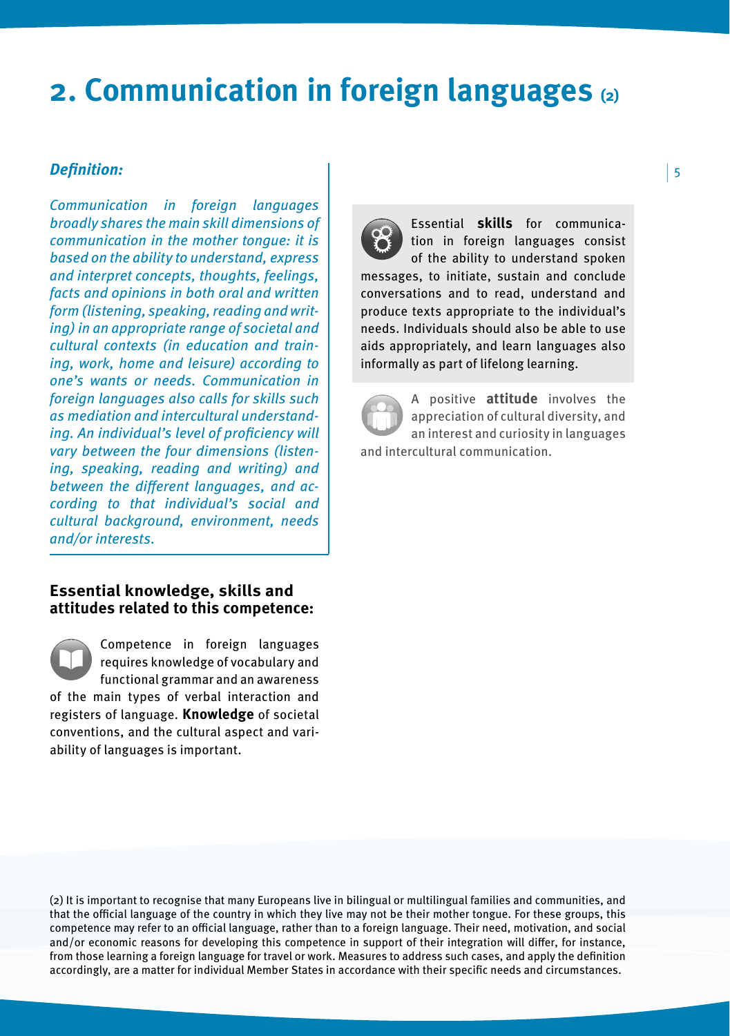# 2. Communication in foreign languages (2)

***Definition:***

*Communication in foreign languages broadly shares the main skill dimensions of communication in the mother tongue: it is based on the ability to understand, express and interpret concepts, thoughts, feelings, facts and opinions in both oral and written form (listening, speaking, reading and writing) in an appropriate range of societal and cultural contexts (in education and training, work, home and leisure) according to one's wants or needs. Communication in foreign languages also calls for skills such as mediation and intercultural understanding. An individual's level of proficiency will vary between the four dimensions (listening, speaking, reading and writing) and between the different languages, and according to that individual's social and cultural background, environment, needs and/or interests.*

### Essential knowledge, skills and attitudes related to this competence:

Competence in foreign languages requires knowledge of vocabulary and functional grammar and an awareness of the main types of verbal interaction and registers of language. **Knowledge** of societal conventions, and the cultural aspect and variability of languages is important.

Essential **skills** for communication in foreign languages consist of the ability to understand spoken messages, to initiate, sustain and conclude conversations and to read, understand and produce texts appropriate to the individual's needs. Individuals should also be able to use aids appropriately, and learn languages also informally as part of lifelong learning.

A positive **attitude** involves the appreciation of cultural diversity, and an interest and curiosity in languages and intercultural communication.

(2) It is important to recognise that many Europeans live in bilingual or multilingual families and communities, and that the official language of the country in which they live may not be their mother tongue. For these groups, this competence may refer to an official language, rather than to a foreign language. Their need, motivation, and social and/or economic reasons for developing this competence in support of their integration will differ, for instance, from those learning a foreign language for travel or work. Measures to address such cases, and apply the definition accordingly, are a matter for individual Member States in accordance with their specific needs and circumstances.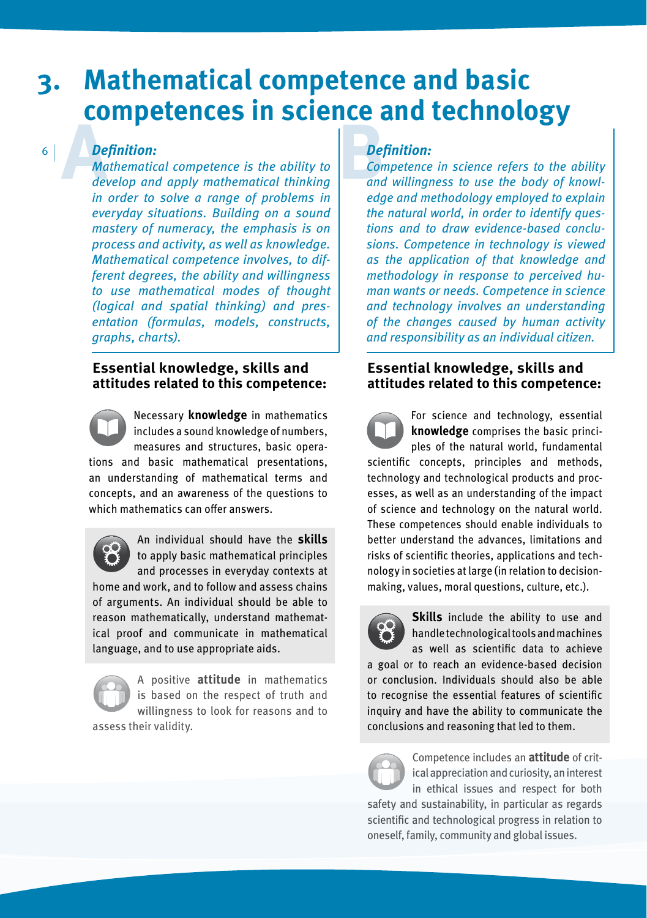# 3. Mathematical competence and basic competences in science and technology

## A

***Definition:***

*Mathematical competence is the ability to develop and apply mathematical thinking in order to solve a range of problems in everyday situations. Building on a sound mastery of numeracy, the emphasis is on process and activity, as well as knowledge. Mathematical competence involves, to different degrees, the ability and willingness to use mathematical modes of thought (logical and spatial thinking) and presentation (formulas, models, constructs, graphs, charts).*

### Essential knowledge, skills and attitudes related to this competence:

Necessary **knowledge** in mathematics includes a sound knowledge of numbers, measures and structures, basic operations and basic mathematical presentations, an understanding of mathematical terms and concepts, and an awareness of the questions to which mathematics can offer answers.

An individual should have the **skills** to apply basic mathematical principles and processes in everyday contexts at home and work, and to follow and assess chains of arguments. An individual should be able to reason mathematically, understand mathematical proof and communicate in mathematical language, and to use appropriate aids.

A positive **attitude** in mathematics is based on the respect of truth and willingness to look for reasons and to assess their validity.

## B

***Definition:***

*Competence in science refers to the ability and willingness to use the body of knowledge and methodology employed to explain the natural world, in order to identify questions and to draw evidence-based conclusions. Competence in technology is viewed as the application of that knowledge and methodology in response to perceived human wants or needs. Competence in science and technology involves an understanding of the changes caused by human activity and responsibility as an individual citizen.*

### Essential knowledge, skills and attitudes related to this competence:

For science and technology, essential **knowledge** comprises the basic principles of the natural world, fundamental scientific concepts, principles and methods, technology and technological products and processes, as well as an understanding of the impact of science and technology on the natural world. These competences should enable individuals to better understand the advances, limitations and risks of scientific theories, applications and technology in societies at large (in relation to decision-making, values, moral questions, culture, etc.).

**Skills** include the ability to use and handle technological tools and machines as well as scientific data to achieve a goal or to reach an evidence-based decision or conclusion. Individuals should also be able to recognise the essential features of scientific inquiry and have the ability to communicate the conclusions and reasoning that led to them.

Competence includes an **attitude** of critical appreciation and curiosity, an interest in ethical issues and respect for both safety and sustainability, in particular as regards scientific and technological progress in relation to oneself, family, community and global issues.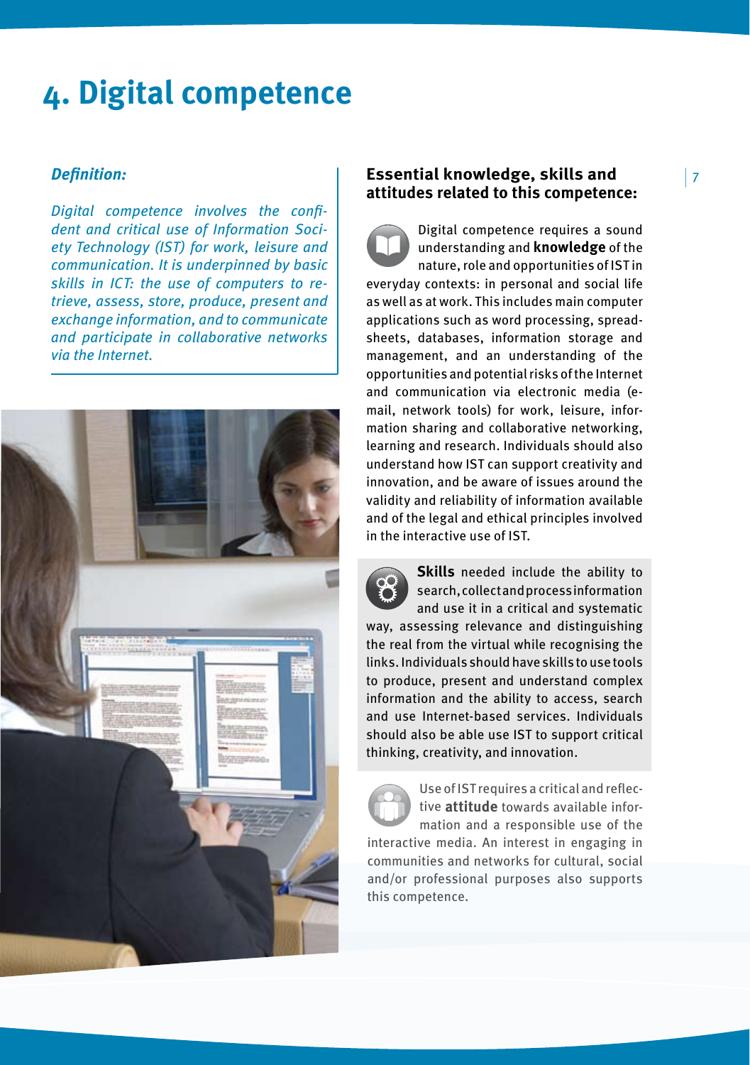# 4. Digital competence

***Definition:***

*Digital competence involves the confident and critical use of Information Society Technology (IST) for work, leisure and communication. It is underpinned by basic skills in ICT: the use of computers to retrieve, assess, store, produce, present and exchange information, and to communicate and participate in collaborative networks via the Internet.*

## Essential knowledge, skills and attitudes related to this competence:

Digital competence requires a sound understanding and **knowledge** of the nature, role and opportunities of IST in everyday contexts: in personal and social life as well as at work. This includes main computer applications such as word processing, spreadsheets, databases, information storage and management, and an understanding of the opportunities and potential risks of the Internet and communication via electronic media (e-mail, network tools) for work, leisure, information sharing and collaborative networking, learning and research. Individuals should also understand how IST can support creativity and innovation, and be aware of issues around the validity and reliability of information available and of the legal and ethical principles involved in the interactive use of IST.

**Skills** needed include the ability to search, collect and process information and use it in a critical and systematic way, assessing relevance and distinguishing the real from the virtual while recognising the links. Individuals should have skills to use tools to produce, present and understand complex information and the ability to access, search and use Internet-based services. Individuals should also be able use IST to support critical thinking, creativity, and innovation.

Use of IST requires a critical and reflective **attitude** towards available information and a responsible use of the interactive media. An interest in engaging in communities and networks for cultural, social and/or professional purposes also supports this competence.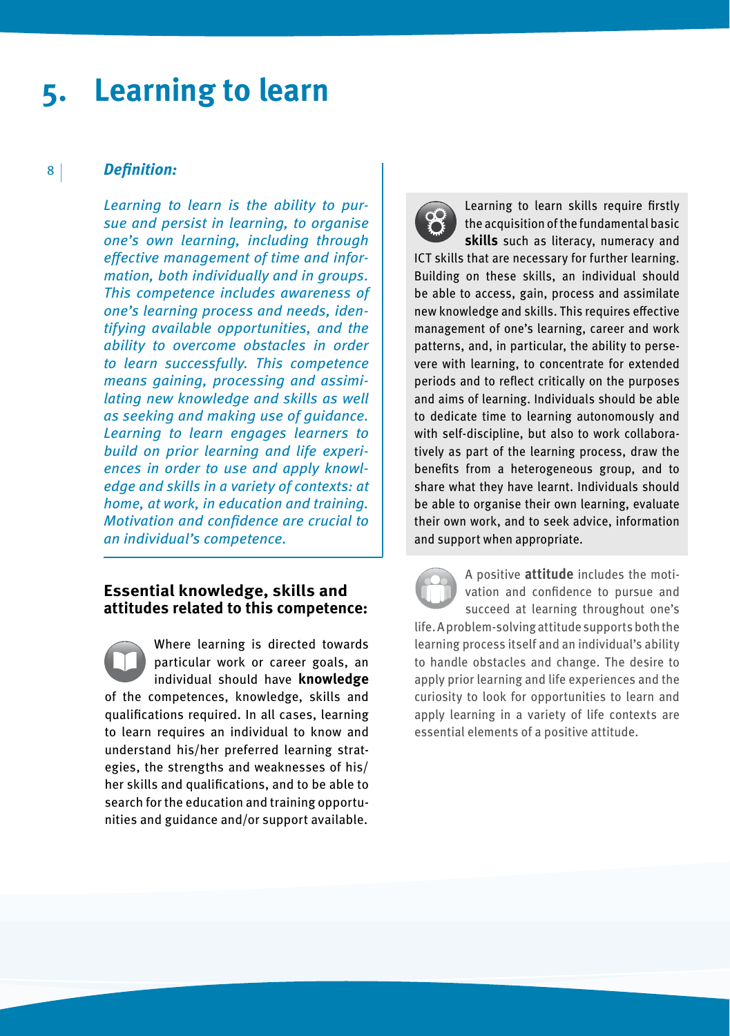# 5. Learning to learn

***Definition:***

*Learning to learn is the ability to pursue and persist in learning, to organise one's own learning, including through effective management of time and information, both individually and in groups. This competence includes awareness of one's learning process and needs, identifying available opportunities, and the ability to overcome obstacles in order to learn successfully. This competence means gaining, processing and assimilating new knowledge and skills as well as seeking and making use of guidance. Learning to learn engages learners to build on prior learning and life experiences in order to use and apply knowledge and skills in a variety of contexts: at home, at work, in education and training. Motivation and confidence are crucial to an individual's competence.*

## Essential knowledge, skills and attitudes related to this competence:

Where learning is directed towards particular work or career goals, an individual should have **knowledge** of the competences, knowledge, skills and qualifications required. In all cases, learning to learn requires an individual to know and understand his/her preferred learning strategies, the strengths and weaknesses of his/her skills and qualifications, and to be able to search for the education and training opportunities and guidance and/or support available.

Learning to learn skills require firstly the acquisition of the fundamental basic **skills** such as literacy, numeracy and ICT skills that are necessary for further learning. Building on these skills, an individual should be able to access, gain, process and assimilate new knowledge and skills. This requires effective management of one's learning, career and work patterns, and, in particular, the ability to persevere with learning, to concentrate for extended periods and to reflect critically on the purposes and aims of learning. Individuals should be able to dedicate time to learning autonomously and with self-discipline, but also to work collaboratively as part of the learning process, draw the benefits from a heterogeneous group, and to share what they have learnt. Individuals should be able to organise their own learning, evaluate their own work, and to seek advice, information and support when appropriate.

A positive **attitude** includes the motivation and confidence to pursue and succeed at learning throughout one's life. A problem-solving attitude supports both the learning process itself and an individual's ability to handle obstacles and change. The desire to apply prior learning and life experiences and the curiosity to look for opportunities to learn and apply learning in a variety of life contexts are essential elements of a positive attitude.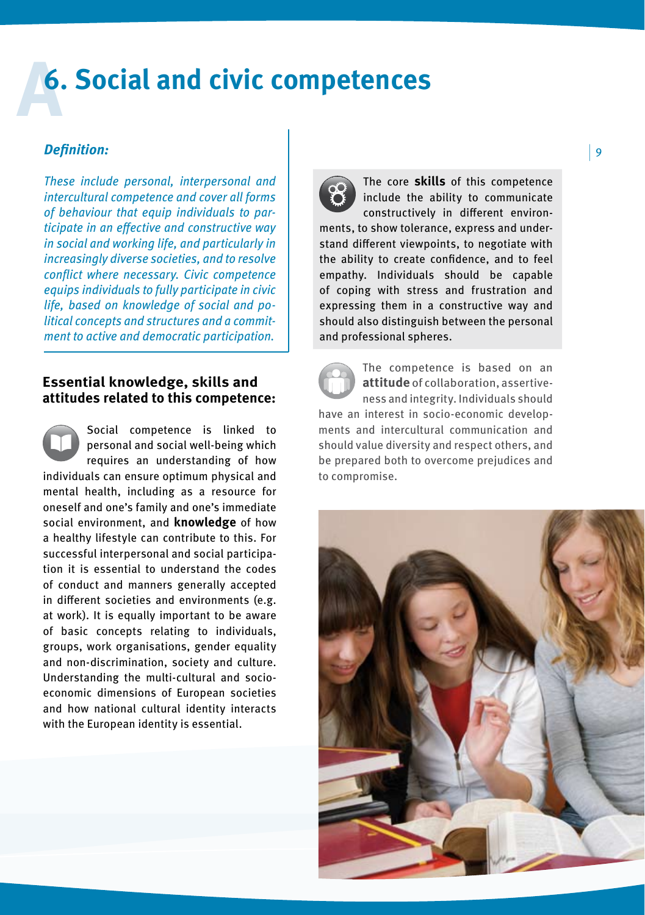# 6. Social and civic competences

***Definition:***

*These include personal, interpersonal and intercultural competence and cover all forms of behaviour that equip individuals to participate in an effective and constructive way in social and working life, and particularly in increasingly diverse societies, and to resolve conflict where necessary. Civic competence equips individuals to fully participate in civic life, based on knowledge of social and political concepts and structures and a commitment to active and democratic participation.*

## Essential knowledge, skills and attitudes related to this competence:

Social competence is linked to personal and social well-being which requires an understanding of how individuals can ensure optimum physical and mental health, including as a resource for oneself and one's family and one's immediate social environment, and **knowledge** of how a healthy lifestyle can contribute to this. For successful interpersonal and social participation it is essential to understand the codes of conduct and manners generally accepted in different societies and environments (e.g. at work). It is equally important to be aware of basic concepts relating to individuals, groups, work organisations, gender equality and non-discrimination, society and culture. Understanding the multi-cultural and socio-economic dimensions of European societies and how national cultural identity interacts with the European identity is essential.

The core **skills** of this competence include the ability to communicate constructively in different environments, to show tolerance, express and understand different viewpoints, to negotiate with the ability to create confidence, and to feel empathy. Individuals should be capable of coping with stress and frustration and expressing them in a constructive way and should also distinguish between the personal and professional spheres.

The competence is based on an **attitude** of collaboration, assertiveness and integrity. Individuals should have an interest in socio-economic developments and intercultural communication and should value diversity and respect others, and be prepared both to overcome prejudices and to compromise.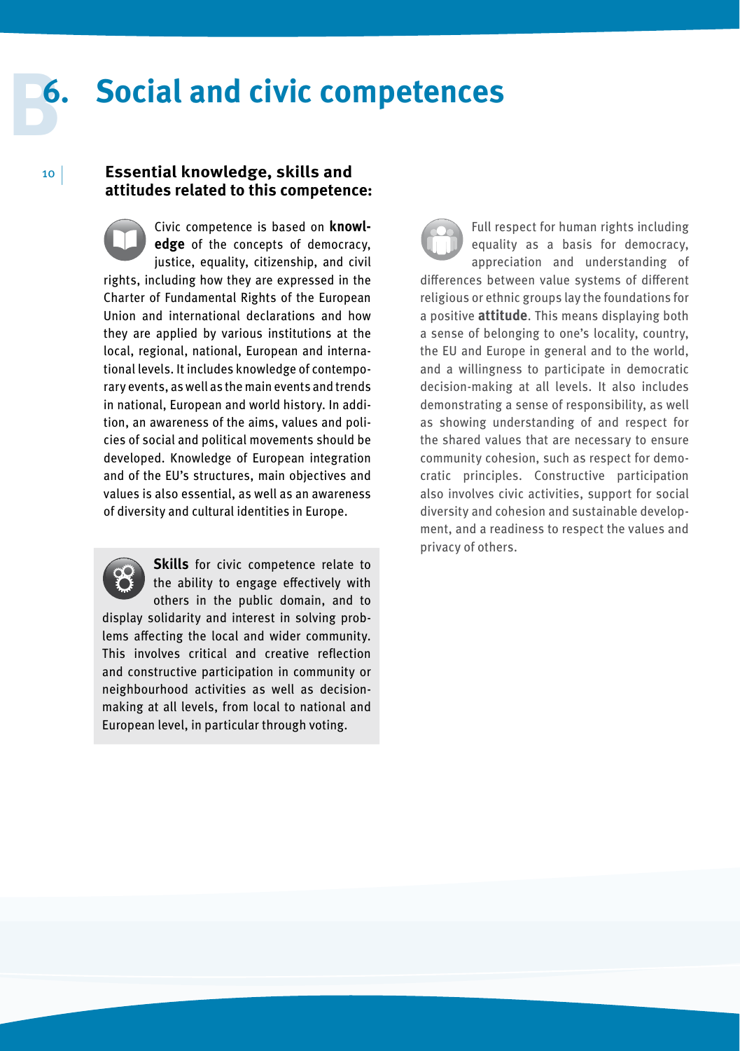# 6. Social and civic competences

## Essential knowledge, skills and attitudes related to this competence:

Civic competence is based on **knowledge** of the concepts of democracy, justice, equality, citizenship, and civil rights, including how they are expressed in the Charter of Fundamental Rights of the European Union and international declarations and how they are applied by various institutions at the local, regional, national, European and international levels. It includes knowledge of contemporary events, as well as the main events and trends in national, European and world history. In addition, an awareness of the aims, values and policies of social and political movements should be developed. Knowledge of European integration and of the EU's structures, main objectives and values is also essential, as well as an awareness of diversity and cultural identities in Europe.

**Skills** for civic competence relate to the ability to engage effectively with others in the public domain, and to display solidarity and interest in solving problems affecting the local and wider community. This involves critical and creative reflection and constructive participation in community or neighbourhood activities as well as decision-making at all levels, from local to national and European level, in particular through voting.

Full respect for human rights including equality as a basis for democracy, appreciation and understanding of differences between value systems of different religious or ethnic groups lay the foundations for a positive **attitude**. This means displaying both a sense of belonging to one's locality, country, the EU and Europe in general and to the world, and a willingness to participate in democratic decision-making at all levels. It also includes demonstrating a sense of responsibility, as well as showing understanding of and respect for the shared values that are necessary to ensure community cohesion, such as respect for democratic principles. Constructive participation also involves civic activities, support for social diversity and cohesion and sustainable development, and a readiness to respect the values and privacy of others.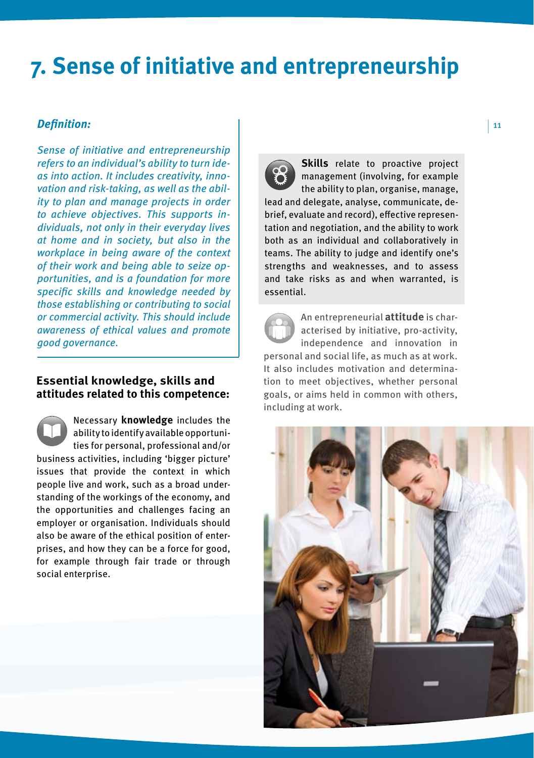# 7. Sense of initiative and entrepreneurship

***Definition:***

*Sense of initiative and entrepreneurship refers to an individual's ability to turn ideas into action. It includes creativity, innovation and risk-taking, as well as the ability to plan and manage projects in order to achieve objectives. This supports individuals, not only in their everyday lives at home and in society, but also in the workplace in being aware of the context of their work and being able to seize opportunities, and is a foundation for more specific skills and knowledge needed by those establishing or contributing to social or commercial activity. This should include awareness of ethical values and promote good governance.*

## Essential knowledge, skills and attitudes related to this competence:

Necessary **knowledge** includes the ability to identify available opportunities for personal, professional and/or business activities, including 'bigger picture' issues that provide the context in which people live and work, such as a broad understanding of the workings of the economy, and the opportunities and challenges facing an employer or organisation. Individuals should also be aware of the ethical position of enterprises, and how they can be a force for good, for example through fair trade or through social enterprise.

**Skills** relate to proactive project management (involving, for example the ability to plan, organise, manage, lead and delegate, analyse, communicate, debrief, evaluate and record), effective representation and negotiation, and the ability to work both as an individual and collaboratively in teams. The ability to judge and identify one's strengths and weaknesses, and to assess and take risks as and when warranted, is essential.

An entrepreneurial **attitude** is characterised by initiative, pro-activity, independence and innovation in personal and social life, as much as at work. It also includes motivation and determination to meet objectives, whether personal goals, or aims held in common with others, including at work.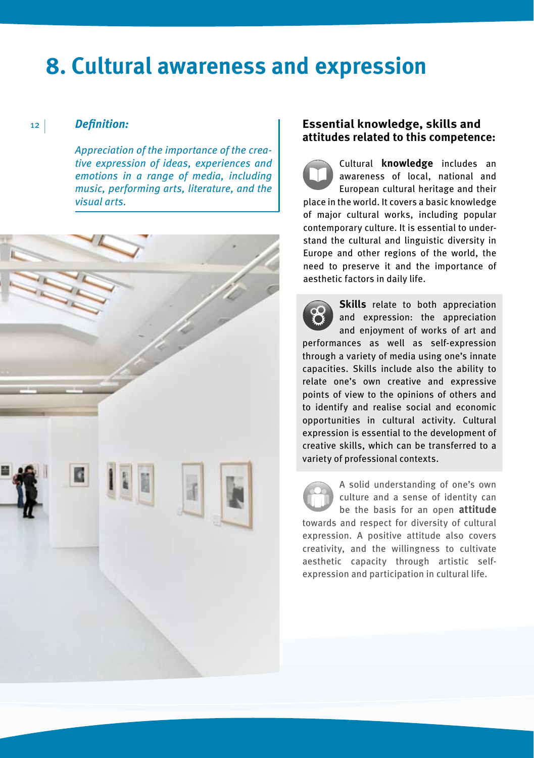# 8. Cultural awareness and expression

***Definition:***

*Appreciation of the importance of the creative expression of ideas, experiences and emotions in a range of media, including music, performing arts, literature, and the visual arts.*

## Essential knowledge, skills and attitudes related to this competence:

Cultural **knowledge** includes an awareness of local, national and European cultural heritage and their place in the world. It covers a basic knowledge of major cultural works, including popular contemporary culture. It is essential to understand the cultural and linguistic diversity in Europe and other regions of the world, the need to preserve it and the importance of aesthetic factors in daily life.

**Skills** relate to both appreciation and expression: the appreciation and enjoyment of works of art and performances as well as self-expression through a variety of media using one's innate capacities. Skills include also the ability to relate one's own creative and expressive points of view to the opinions of others and to identify and realise social and economic opportunities in cultural activity. Cultural expression is essential to the development of creative skills, which can be transferred to a variety of professional contexts.

A solid understanding of one's own culture and a sense of identity can be the basis for an open **attitude** towards and respect for diversity of cultural expression. A positive attitude also covers creativity, and the willingness to cultivate aesthetic capacity through artistic self-expression and participation in cultural life.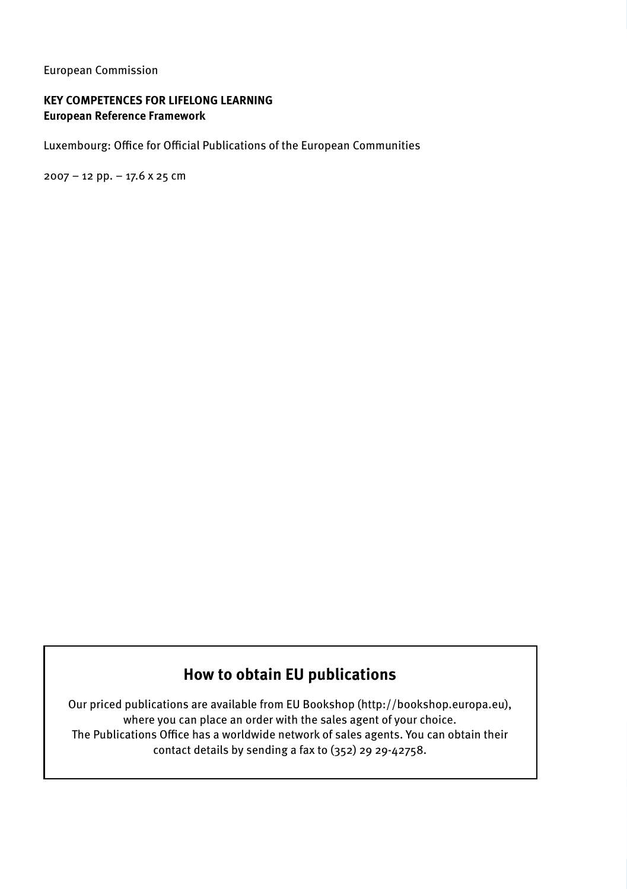European Commission

**KEY COMPETENCES FOR LIFELONG LEARNING**
**European Reference Framework**

Luxembourg: Office for Official Publications of the European Communities

2007 – 12 pp. – 17.6 x 25 cm

## How to obtain EU publications

Our priced publications are available from EU Bookshop (http://bookshop.europa.eu), where you can place an order with the sales agent of your choice.
The Publications Office has a worldwide network of sales agents. You can obtain their contact details by sending a fax to (352) 29 29-42758.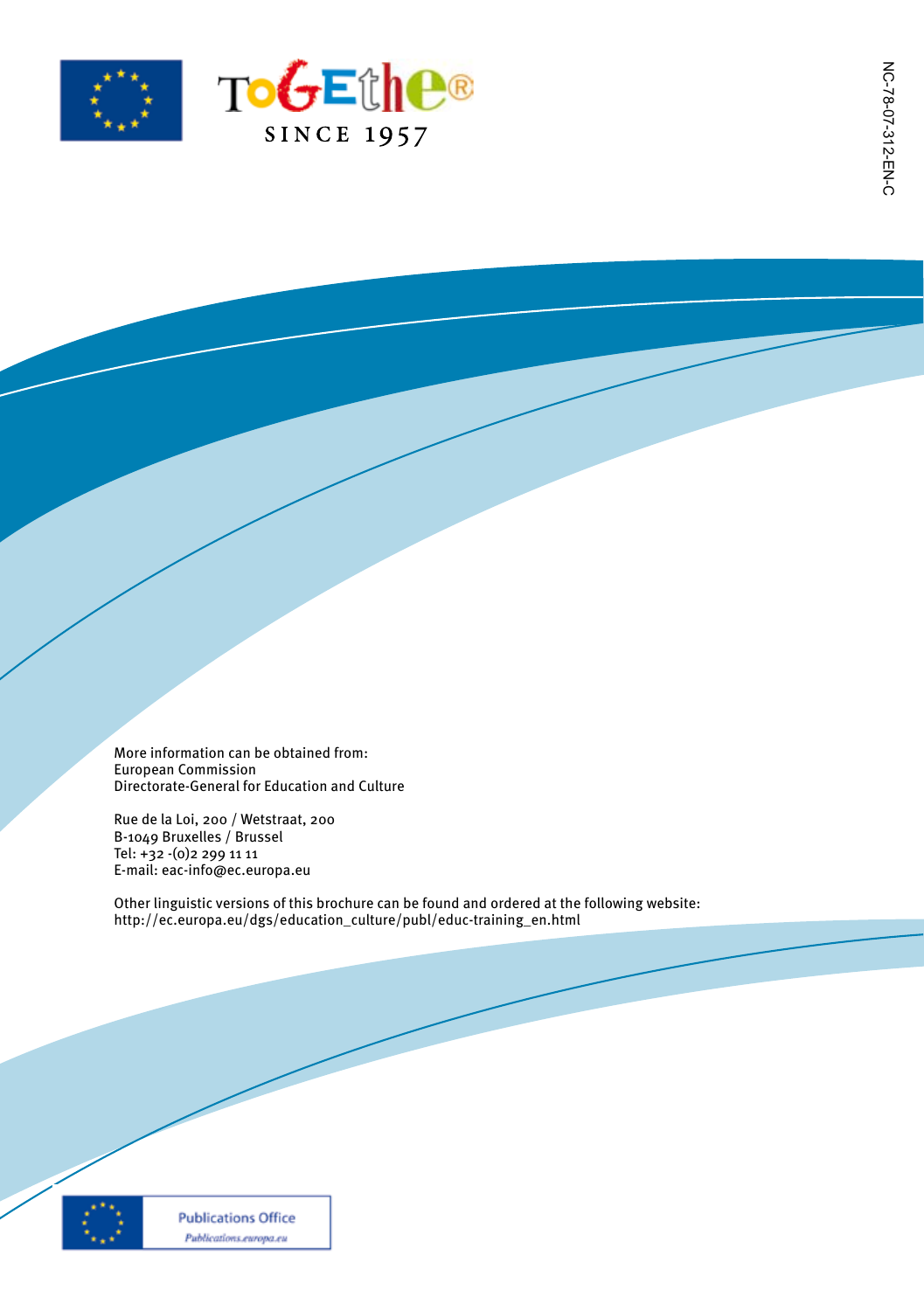ToGEthe® SINCE 1957

NC-78-07-312-EN-C

More information can be obtained from:
European Commission
Directorate-General for Education and Culture

Rue de la Loi, 200 / Wetstraat, 200
B-1049 Bruxelles / Brussel
Tel: +32 -(0)2 299 11 11
E-mail: eac-info@ec.europa.eu

Other linguistic versions of this brochure can be found and ordered at the following website:
http://ec.europa.eu/dgs/education_culture/publ/educ-training_en.html

Publications Office
Publications.europa.eu